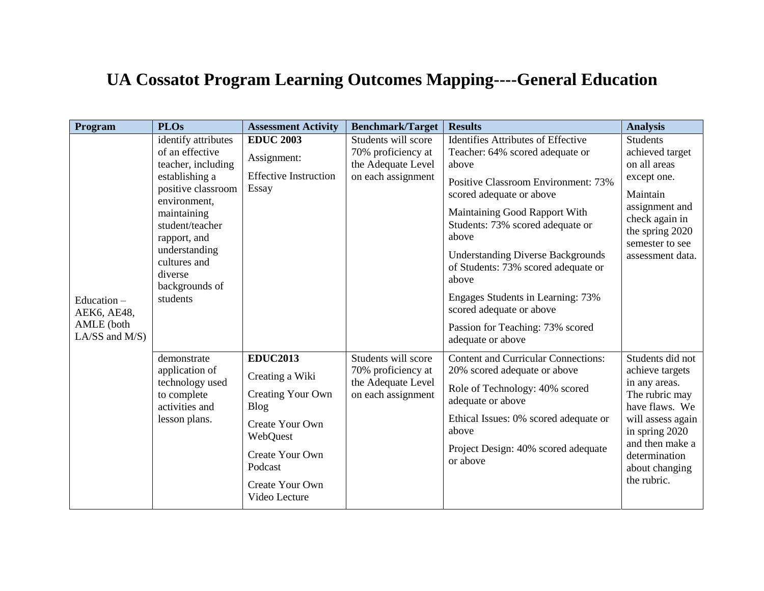# UA Cossatot Program Learning Outcomes Mapping----General Education

| Program | PLOs | Assessment Activity | Benchmark/Target | Results | Analysis |
| --- | --- | --- | --- | --- | --- |
| Education – AEK6, AE48, AMLE (both LA/SS and M/S) | identify attributes of an effective teacher, including establishing a positive classroom environment, maintaining student/teacher rapport, and understanding cultures and diverse backgrounds of students | **EDUC 2003**<br><br>Assignment:<br><br>Effective Instruction Essay | Students will score 70% proficiency at the Adequate Level on each assignment | Identifies Attributes of Effective Teacher: 64% scored adequate or above<br><br>Positive Classroom Environment: 73% scored adequate or above<br><br>Maintaining Good Rapport With Students: 73% scored adequate or above<br><br>Understanding Diverse Backgrounds of Students: 73% scored adequate or above<br><br>Engages Students in Learning: 73% scored adequate or above<br><br>Passion for Teaching: 73% scored adequate or above | Students achieved target on all areas except one.<br><br>Maintain assignment and check again in the spring 2020 semester to see assessment data. |
| | demonstrate application of technology used to complete activities and lesson plans. | **EDUC2013**<br><br>Creating a Wiki<br><br>Creating Your Own Blog<br><br>Create Your Own WebQuest<br><br>Create Your Own Podcast<br><br>Create Your Own Video Lecture | Students will score 70% proficiency at the Adequate Level on each assignment | Content and Curricular Connections: 20% scored adequate or above<br><br>Role of Technology: 40% scored adequate or above<br><br>Ethical Issues: 0% scored adequate or above<br><br>Project Design: 40% scored adequate or above | Students did not achieve targets in any areas. The rubric may have flaws. We will assess again in spring 2020 and then make a determination about changing the rubric. |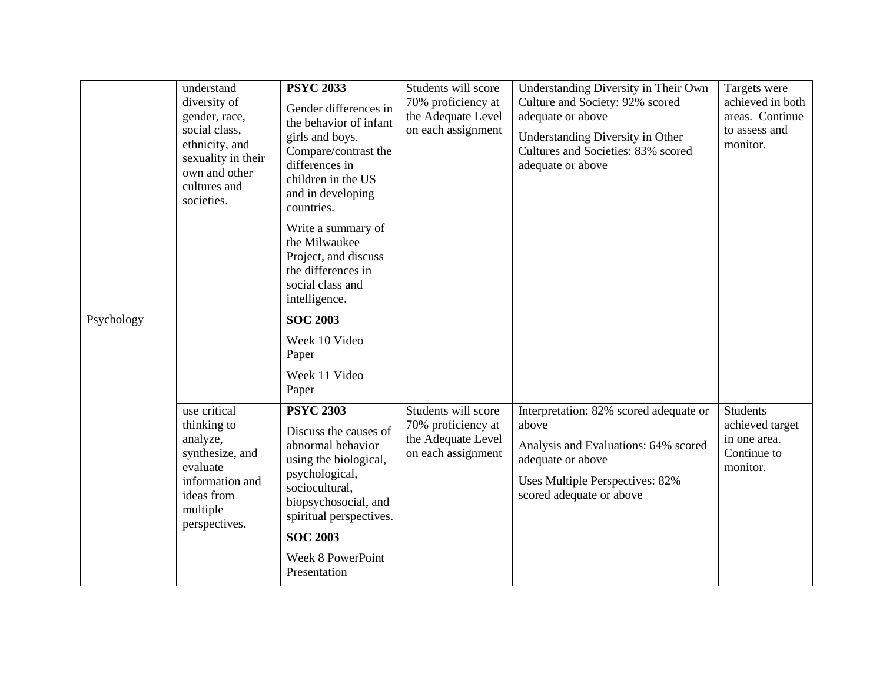| | | | | | |
|---|---|---|---|---|---|
| Psychology | understand diversity of gender, race, social class, ethnicity, and sexuality in their own and other cultures and societies. | **PSYC 2033**<br><br>Gender differences in the behavior of infant girls and boys. Compare/contrast the differences in children in the US and in developing countries.<br><br>Write a summary of the Milwaukee Project, and discuss the differences in social class and intelligence.<br><br>**SOC 2003**<br><br>Week 10 Video Paper<br><br>Week 11 Video Paper | Students will score 70% proficiency at the Adequate Level on each assignment | Understanding Diversity in Their Own Culture and Society: 92% scored adequate or above<br><br>Understanding Diversity in Other Cultures and Societies: 83% scored adequate or above | Targets were achieved in both areas. Continue to assess and monitor. |
| | use critical thinking to analyze, synthesize, and evaluate information and ideas from multiple perspectives. | **PSYC 2303**<br><br>Discuss the causes of abnormal behavior using the biological, psychological, sociocultural, biopsychosocial, and spiritual perspectives.<br><br>**SOC 2003**<br><br>Week 8 PowerPoint Presentation | Students will score 70% proficiency at the Adequate Level on each assignment | Interpretation: 82% scored adequate or above<br><br>Analysis and Evaluations: 64% scored adequate or above<br><br>Uses Multiple Perspectives: 82% scored adequate or above | Students achieved target in one area. Continue to monitor. |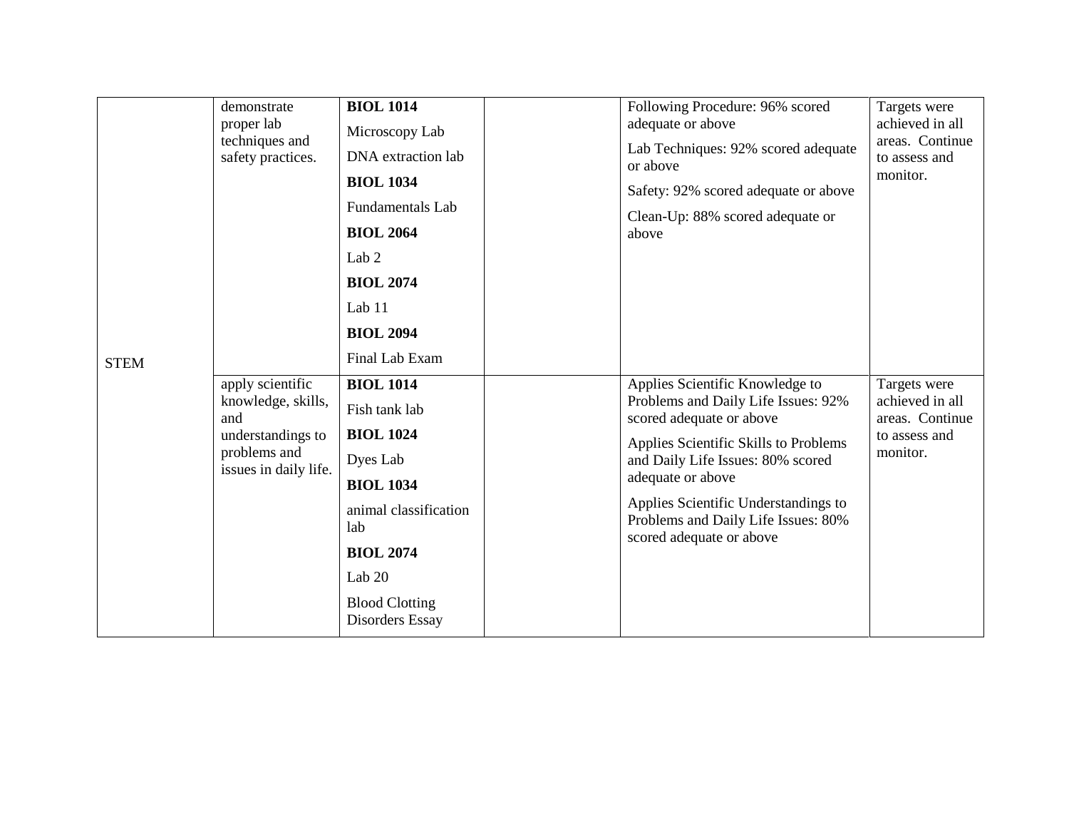| | | | | | |
|---|---|---|---|---|---|
| STEM | demonstrate proper lab techniques and safety practices. | **BIOL 1014**<br>Microscopy Lab<br>DNA extraction lab<br>**BIOL 1034**<br>Fundamentals Lab<br>**BIOL 2064**<br>Lab 2<br>**BIOL 2074**<br>Lab 11<br>**BIOL 2094**<br>Final Lab Exam | | Following Procedure: 96% scored adequate or above<br>Lab Techniques: 92% scored adequate or above<br>Safety: 92% scored adequate or above<br>Clean-Up: 88% scored adequate or above | Targets were achieved in all areas. Continue to assess and monitor. |
| | apply scientific knowledge, skills, and understandings to problems and issues in daily life. | **BIOL 1014**<br>Fish tank lab<br>**BIOL 1024**<br>Dyes Lab<br>**BIOL 1034**<br>animal classification lab<br>**BIOL 2074**<br>Lab 20<br>Blood Clotting Disorders Essay | | Applies Scientific Knowledge to Problems and Daily Life Issues: 92% scored adequate or above<br>Applies Scientific Skills to Problems and Daily Life Issues: 80% scored adequate or above<br>Applies Scientific Understandings to Problems and Daily Life Issues: 80% scored adequate or above | Targets were achieved in all areas. Continue to assess and monitor. |